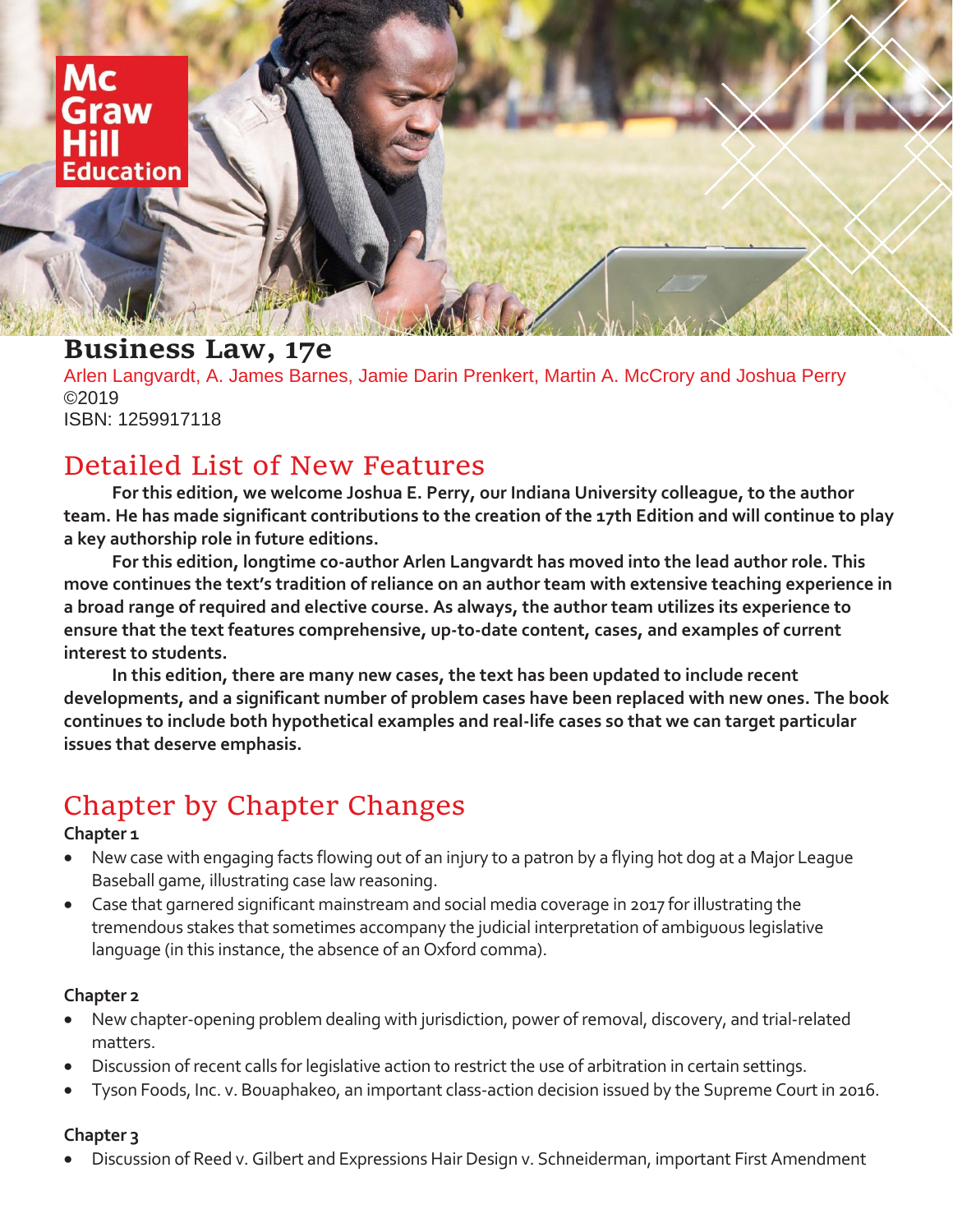# Business Law, 17e

Arlen Langvardt, A. James Barnes, Jamie Darin Prenkert, Martin A. McCrory and Joshua Perry
©2019
ISBN: 1259917118

## Detailed List of New Features

**For this edition, we welcome Joshua E. Perry, our Indiana University colleague, to the author team. He has made significant contributions to the creation of the 17th Edition and will continue to play a key authorship role in future editions.**

**For this edition, longtime co-author Arlen Langvardt has moved into the lead author role. This move continues the text's tradition of reliance on an author team with extensive teaching experience in a broad range of required and elective course. As always, the author team utilizes its experience to ensure that the text features comprehensive, up-to-date content, cases, and examples of current interest to students.**

**In this edition, there are many new cases, the text has been updated to include recent developments, and a significant number of problem cases have been replaced with new ones. The book continues to include both hypothetical examples and real-life cases so that we can target particular issues that deserve emphasis.**

## Chapter by Chapter Changes

**Chapter 1**

- New case with engaging facts flowing out of an injury to a patron by a flying hot dog at a Major League Baseball game, illustrating case law reasoning.
- Case that garnered significant mainstream and social media coverage in 2017 for illustrating the tremendous stakes that sometimes accompany the judicial interpretation of ambiguous legislative language (in this instance, the absence of an Oxford comma).

**Chapter 2**

- New chapter-opening problem dealing with jurisdiction, power of removal, discovery, and trial-related matters.
- Discussion of recent calls for legislative action to restrict the use of arbitration in certain settings.
- Tyson Foods, Inc. v. Bouaphakeo, an important class-action decision issued by the Supreme Court in 2016.

**Chapter 3**

- Discussion of Reed v. Gilbert and Expressions Hair Design v. Schneiderman, important First Amendment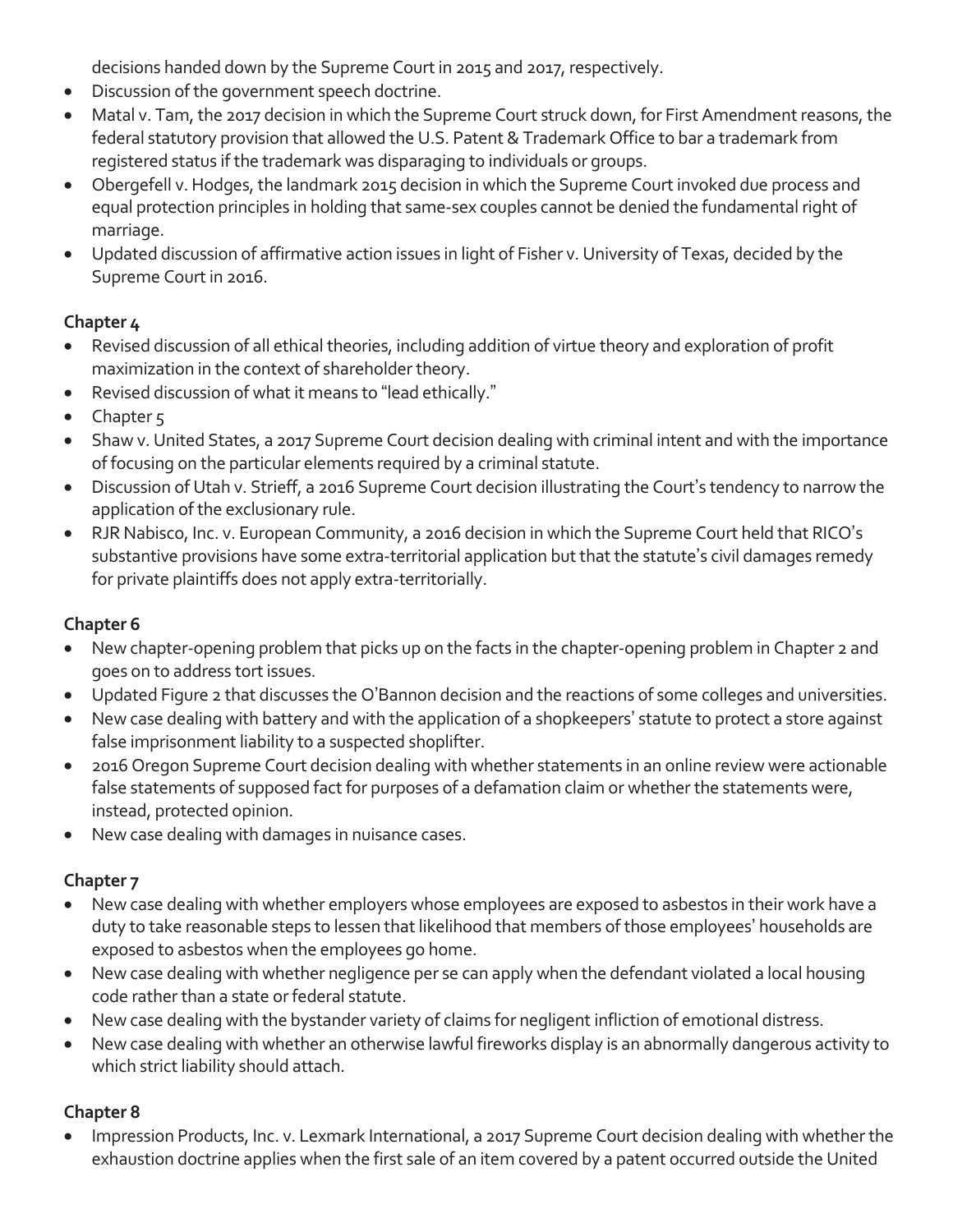decisions handed down by the Supreme Court in 2015 and 2017, respectively.

- Discussion of the government speech doctrine.
- Matal v. Tam, the 2017 decision in which the Supreme Court struck down, for First Amendment reasons, the federal statutory provision that allowed the U.S. Patent & Trademark Office to bar a trademark from registered status if the trademark was disparaging to individuals or groups.
- Obergefell v. Hodges, the landmark 2015 decision in which the Supreme Court invoked due process and equal protection principles in holding that same-sex couples cannot be denied the fundamental right of marriage.
- Updated discussion of affirmative action issues in light of Fisher v. University of Texas, decided by the Supreme Court in 2016.

**Chapter 4**

- Revised discussion of all ethical theories, including addition of virtue theory and exploration of profit maximization in the context of shareholder theory.
- Revised discussion of what it means to "lead ethically."
- Chapter 5
- Shaw v. United States, a 2017 Supreme Court decision dealing with criminal intent and with the importance of focusing on the particular elements required by a criminal statute.
- Discussion of Utah v. Strieff, a 2016 Supreme Court decision illustrating the Court's tendency to narrow the application of the exclusionary rule.
- RJR Nabisco, Inc. v. European Community, a 2016 decision in which the Supreme Court held that RICO's substantive provisions have some extra-territorial application but that the statute's civil damages remedy for private plaintiffs does not apply extra-territorially.

**Chapter 6**

- New chapter-opening problem that picks up on the facts in the chapter-opening problem in Chapter 2 and goes on to address tort issues.
- Updated Figure 2 that discusses the O'Bannon decision and the reactions of some colleges and universities.
- New case dealing with battery and with the application of a shopkeepers' statute to protect a store against false imprisonment liability to a suspected shoplifter.
- 2016 Oregon Supreme Court decision dealing with whether statements in an online review were actionable false statements of supposed fact for purposes of a defamation claim or whether the statements were, instead, protected opinion.
- New case dealing with damages in nuisance cases.

**Chapter 7**

- New case dealing with whether employers whose employees are exposed to asbestos in their work have a duty to take reasonable steps to lessen that likelihood that members of those employees' households are exposed to asbestos when the employees go home.
- New case dealing with whether negligence per se can apply when the defendant violated a local housing code rather than a state or federal statute.
- New case dealing with the bystander variety of claims for negligent infliction of emotional distress.
- New case dealing with whether an otherwise lawful fireworks display is an abnormally dangerous activity to which strict liability should attach.

**Chapter 8**

- Impression Products, Inc. v. Lexmark International, a 2017 Supreme Court decision dealing with whether the exhaustion doctrine applies when the first sale of an item covered by a patent occurred outside the United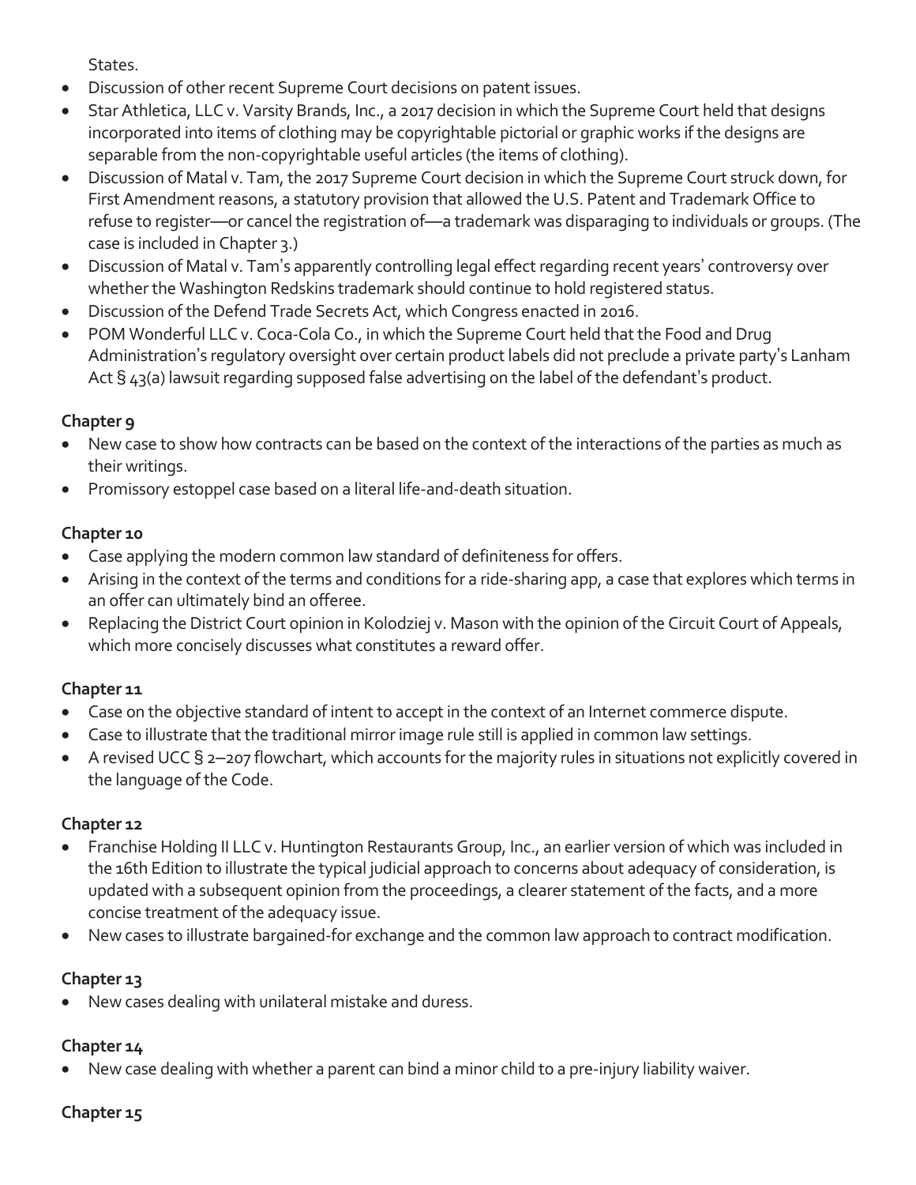States.

- Discussion of other recent Supreme Court decisions on patent issues.
- Star Athletica, LLC v. Varsity Brands, Inc., a 2017 decision in which the Supreme Court held that designs incorporated into items of clothing may be copyrightable pictorial or graphic works if the designs are separable from the non-copyrightable useful articles (the items of clothing).
- Discussion of Matal v. Tam, the 2017 Supreme Court decision in which the Supreme Court struck down, for First Amendment reasons, a statutory provision that allowed the U.S. Patent and Trademark Office to refuse to register—or cancel the registration of—a trademark was disparaging to individuals or groups. (The case is included in Chapter 3.)
- Discussion of Matal v. Tam's apparently controlling legal effect regarding recent years' controversy over whether the Washington Redskins trademark should continue to hold registered status.
- Discussion of the Defend Trade Secrets Act, which Congress enacted in 2016.
- POM Wonderful LLC v. Coca-Cola Co., in which the Supreme Court held that the Food and Drug Administration's regulatory oversight over certain product labels did not preclude a private party's Lanham Act § 43(a) lawsuit regarding supposed false advertising on the label of the defendant's product.

**Chapter 9**

- New case to show how contracts can be based on the context of the interactions of the parties as much as their writings.
- Promissory estoppel case based on a literal life-and-death situation.

**Chapter 10**

- Case applying the modern common law standard of definiteness for offers.
- Arising in the context of the terms and conditions for a ride-sharing app, a case that explores which terms in an offer can ultimately bind an offeree.
- Replacing the District Court opinion in Kolodziej v. Mason with the opinion of the Circuit Court of Appeals, which more concisely discusses what constitutes a reward offer.

**Chapter 11**

- Case on the objective standard of intent to accept in the context of an Internet commerce dispute.
- Case to illustrate that the traditional mirror image rule still is applied in common law settings.
- A revised UCC § 2–207 flowchart, which accounts for the majority rules in situations not explicitly covered in the language of the Code.

**Chapter 12**

- Franchise Holding II LLC v. Huntington Restaurants Group, Inc., an earlier version of which was included in the 16th Edition to illustrate the typical judicial approach to concerns about adequacy of consideration, is updated with a subsequent opinion from the proceedings, a clearer statement of the facts, and a more concise treatment of the adequacy issue.
- New cases to illustrate bargained-for exchange and the common law approach to contract modification.

**Chapter 13**

- New cases dealing with unilateral mistake and duress.

**Chapter 14**

- New case dealing with whether a parent can bind a minor child to a pre-injury liability waiver.

**Chapter 15**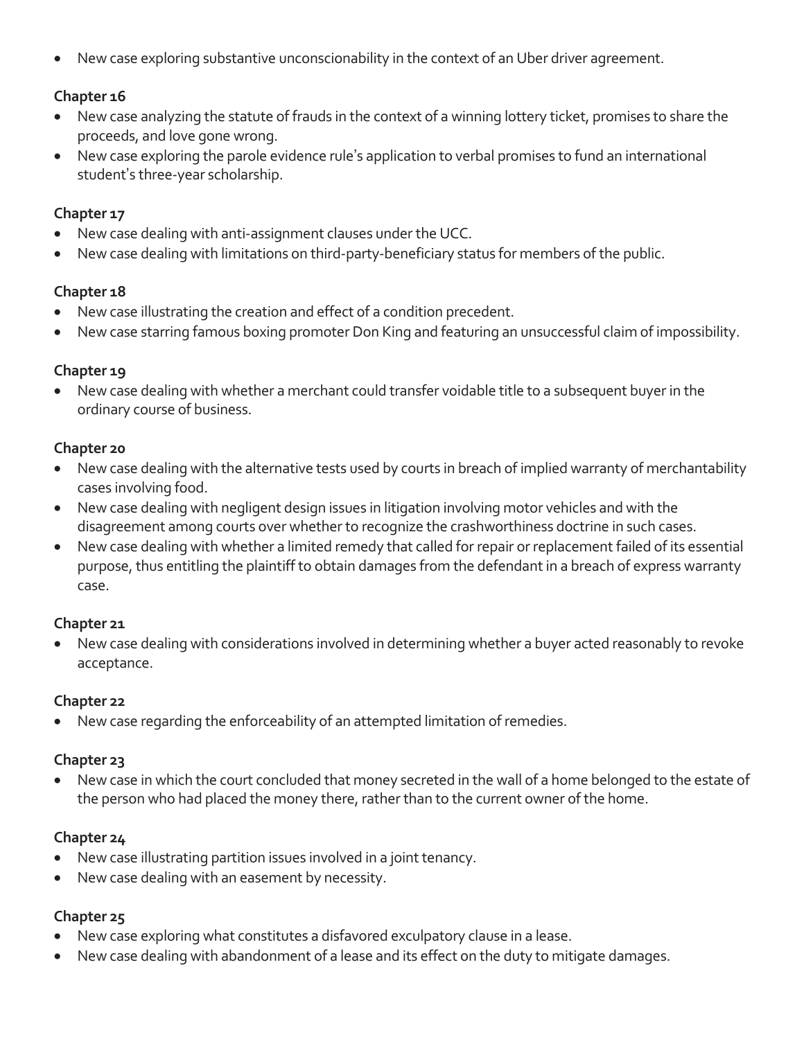- New case exploring substantive unconscionability in the context of an Uber driver agreement.

**Chapter 16**

- New case analyzing the statute of frauds in the context of a winning lottery ticket, promises to share the proceeds, and love gone wrong.
- New case exploring the parole evidence rule's application to verbal promises to fund an international student's three-year scholarship.

**Chapter 17**

- New case dealing with anti-assignment clauses under the UCC.
- New case dealing with limitations on third-party-beneficiary status for members of the public.

**Chapter 18**

- New case illustrating the creation and effect of a condition precedent.
- New case starring famous boxing promoter Don King and featuring an unsuccessful claim of impossibility.

**Chapter 19**

- New case dealing with whether a merchant could transfer voidable title to a subsequent buyer in the ordinary course of business.

**Chapter 20**

- New case dealing with the alternative tests used by courts in breach of implied warranty of merchantability cases involving food.
- New case dealing with negligent design issues in litigation involving motor vehicles and with the disagreement among courts over whether to recognize the crashworthiness doctrine in such cases.
- New case dealing with whether a limited remedy that called for repair or replacement failed of its essential purpose, thus entitling the plaintiff to obtain damages from the defendant in a breach of express warranty case.

**Chapter 21**

- New case dealing with considerations involved in determining whether a buyer acted reasonably to revoke acceptance.

**Chapter 22**

- New case regarding the enforceability of an attempted limitation of remedies.

**Chapter 23**

- New case in which the court concluded that money secreted in the wall of a home belonged to the estate of the person who had placed the money there, rather than to the current owner of the home.

**Chapter 24**

- New case illustrating partition issues involved in a joint tenancy.
- New case dealing with an easement by necessity.

**Chapter 25**

- New case exploring what constitutes a disfavored exculpatory clause in a lease.
- New case dealing with abandonment of a lease and its effect on the duty to mitigate damages.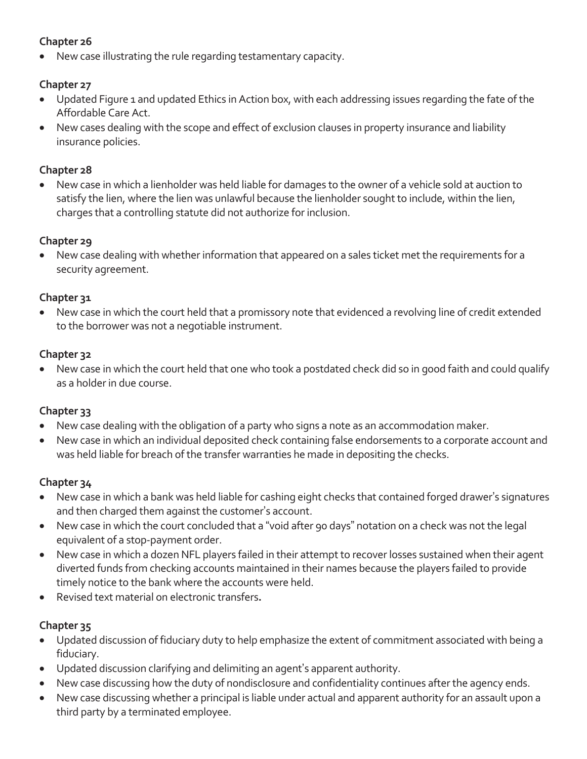**Chapter 26**

- New case illustrating the rule regarding testamentary capacity.

**Chapter 27**

- Updated Figure 1 and updated Ethics in Action box, with each addressing issues regarding the fate of the Affordable Care Act.
- New cases dealing with the scope and effect of exclusion clauses in property insurance and liability insurance policies.

**Chapter 28**

- New case in which a lienholder was held liable for damages to the owner of a vehicle sold at auction to satisfy the lien, where the lien was unlawful because the lienholder sought to include, within the lien, charges that a controlling statute did not authorize for inclusion.

**Chapter 29**

- New case dealing with whether information that appeared on a sales ticket met the requirements for a security agreement.

**Chapter 31**

- New case in which the court held that a promissory note that evidenced a revolving line of credit extended to the borrower was not a negotiable instrument.

**Chapter 32**

- New case in which the court held that one who took a postdated check did so in good faith and could qualify as a holder in due course.

**Chapter 33**

- New case dealing with the obligation of a party who signs a note as an accommodation maker.
- New case in which an individual deposited check containing false endorsements to a corporate account and was held liable for breach of the transfer warranties he made in depositing the checks.

**Chapter 34**

- New case in which a bank was held liable for cashing eight checks that contained forged drawer's signatures and then charged them against the customer's account.
- New case in which the court concluded that a "void after 90 days" notation on a check was not the legal equivalent of a stop-payment order.
- New case in which a dozen NFL players failed in their attempt to recover losses sustained when their agent diverted funds from checking accounts maintained in their names because the players failed to provide timely notice to the bank where the accounts were held.
- Revised text material on electronic transfers**.**

**Chapter 35**

- Updated discussion of fiduciary duty to help emphasize the extent of commitment associated with being a fiduciary.
- Updated discussion clarifying and delimiting an agent's apparent authority.
- New case discussing how the duty of nondisclosure and confidentiality continues after the agency ends.
- New case discussing whether a principal is liable under actual and apparent authority for an assault upon a third party by a terminated employee.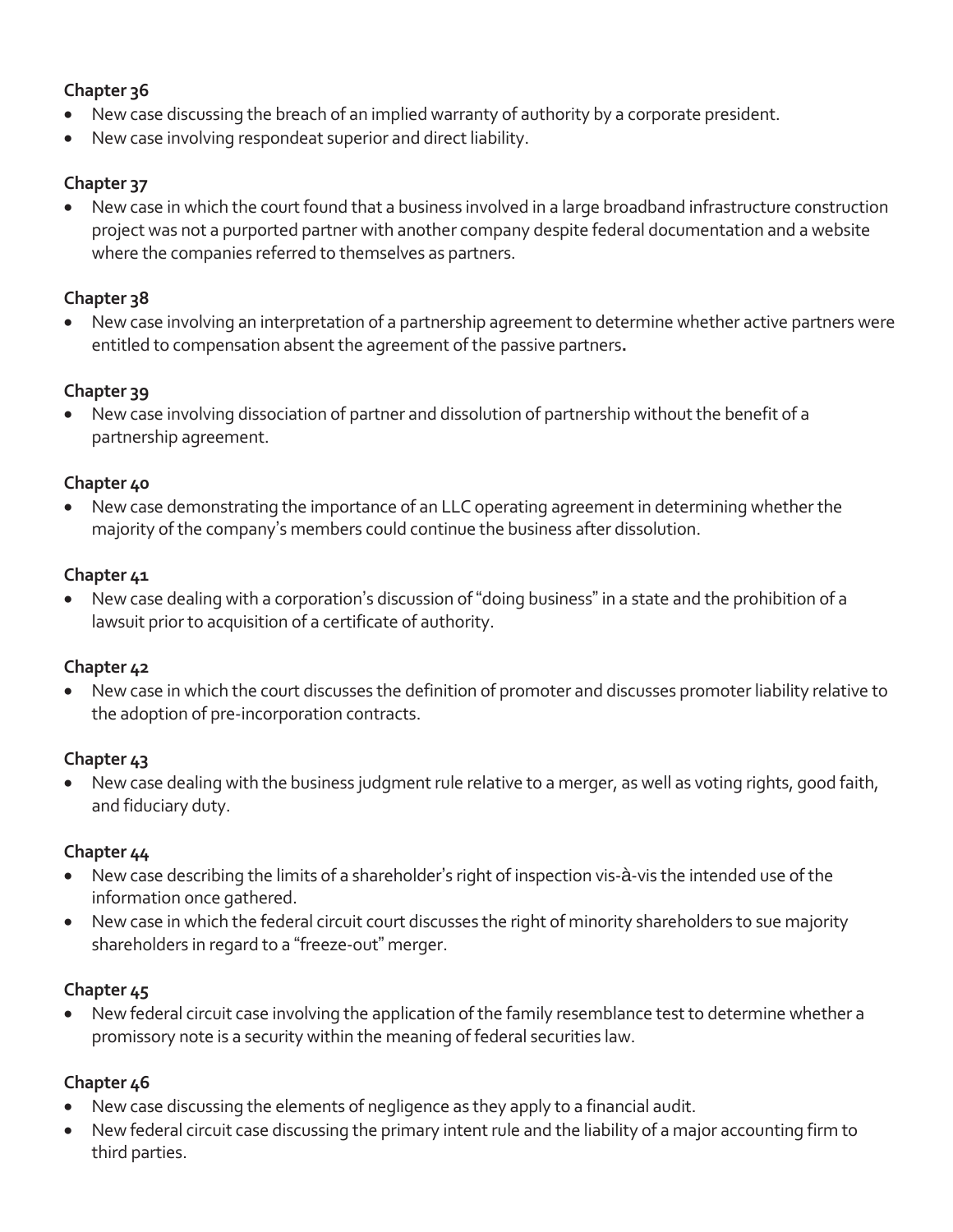### Chapter 36

- New case discussing the breach of an implied warranty of authority by a corporate president.
- New case involving respondeat superior and direct liability.

### Chapter 37

- New case in which the court found that a business involved in a large broadband infrastructure construction project was not a purported partner with another company despite federal documentation and a website where the companies referred to themselves as partners.

### Chapter 38

- New case involving an interpretation of a partnership agreement to determine whether active partners were entitled to compensation absent the agreement of the passive partners.

### Chapter 39

- New case involving dissociation of partner and dissolution of partnership without the benefit of a partnership agreement.

### Chapter 40

- New case demonstrating the importance of an LLC operating agreement in determining whether the majority of the company's members could continue the business after dissolution.

### Chapter 41

- New case dealing with a corporation's discussion of "doing business" in a state and the prohibition of a lawsuit prior to acquisition of a certificate of authority.

### Chapter 42

- New case in which the court discusses the definition of promoter and discusses promoter liability relative to the adoption of pre-incorporation contracts.

### Chapter 43

- New case dealing with the business judgment rule relative to a merger, as well as voting rights, good faith, and fiduciary duty.

### Chapter 44

- New case describing the limits of a shareholder's right of inspection vis-à-vis the intended use of the information once gathered.
- New case in which the federal circuit court discusses the right of minority shareholders to sue majority shareholders in regard to a "freeze-out" merger.

### Chapter 45

- New federal circuit case involving the application of the family resemblance test to determine whether a promissory note is a security within the meaning of federal securities law.

### Chapter 46

- New case discussing the elements of negligence as they apply to a financial audit.
- New federal circuit case discussing the primary intent rule and the liability of a major accounting firm to third parties.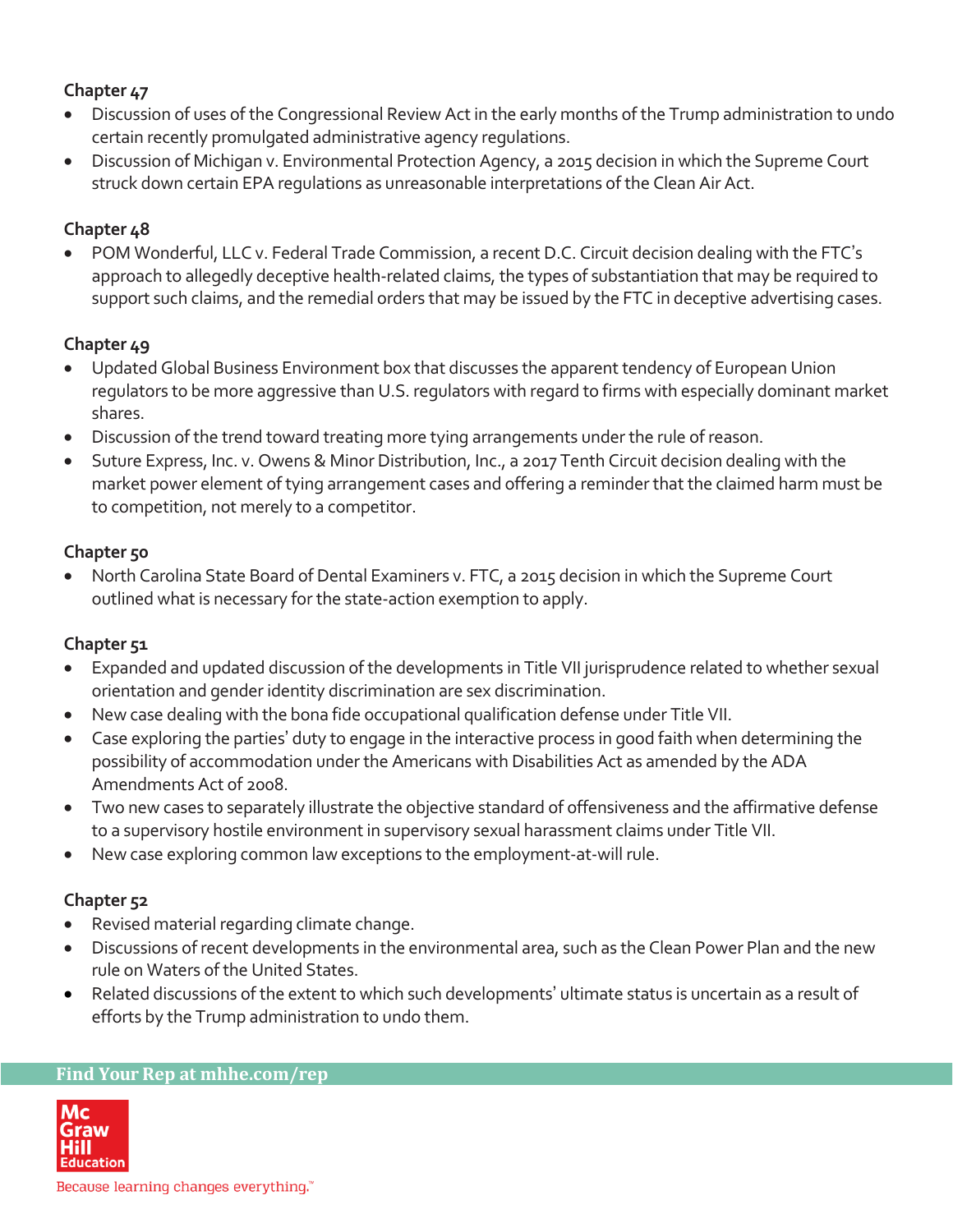**Chapter 47**

- Discussion of uses of the Congressional Review Act in the early months of the Trump administration to undo certain recently promulgated administrative agency regulations.
- Discussion of Michigan v. Environmental Protection Agency, a 2015 decision in which the Supreme Court struck down certain EPA regulations as unreasonable interpretations of the Clean Air Act.

**Chapter 48**

- POM Wonderful, LLC v. Federal Trade Commission, a recent D.C. Circuit decision dealing with the FTC's approach to allegedly deceptive health-related claims, the types of substantiation that may be required to support such claims, and the remedial orders that may be issued by the FTC in deceptive advertising cases.

**Chapter 49**

- Updated Global Business Environment box that discusses the apparent tendency of European Union regulators to be more aggressive than U.S. regulators with regard to firms with especially dominant market shares.
- Discussion of the trend toward treating more tying arrangements under the rule of reason.
- Suture Express, Inc. v. Owens & Minor Distribution, Inc., a 2017 Tenth Circuit decision dealing with the market power element of tying arrangement cases and offering a reminder that the claimed harm must be to competition, not merely to a competitor.

**Chapter 50**

- North Carolina State Board of Dental Examiners v. FTC, a 2015 decision in which the Supreme Court outlined what is necessary for the state-action exemption to apply.

**Chapter 51**

- Expanded and updated discussion of the developments in Title VII jurisprudence related to whether sexual orientation and gender identity discrimination are sex discrimination.
- New case dealing with the bona fide occupational qualification defense under Title VII.
- Case exploring the parties' duty to engage in the interactive process in good faith when determining the possibility of accommodation under the Americans with Disabilities Act as amended by the ADA Amendments Act of 2008.
- Two new cases to separately illustrate the objective standard of offensiveness and the affirmative defense to a supervisory hostile environment in supervisory sexual harassment claims under Title VII.
- New case exploring common law exceptions to the employment-at-will rule.

**Chapter 52**

- Revised material regarding climate change.
- Discussions of recent developments in the environmental area, such as the Clean Power Plan and the new rule on Waters of the United States.
- Related discussions of the extent to which such developments' ultimate status is uncertain as a result of efforts by the Trump administration to undo them.

**Find Your Rep at mhhe.com/rep**

Mc Graw Hill Education

Because learning changes everything.™